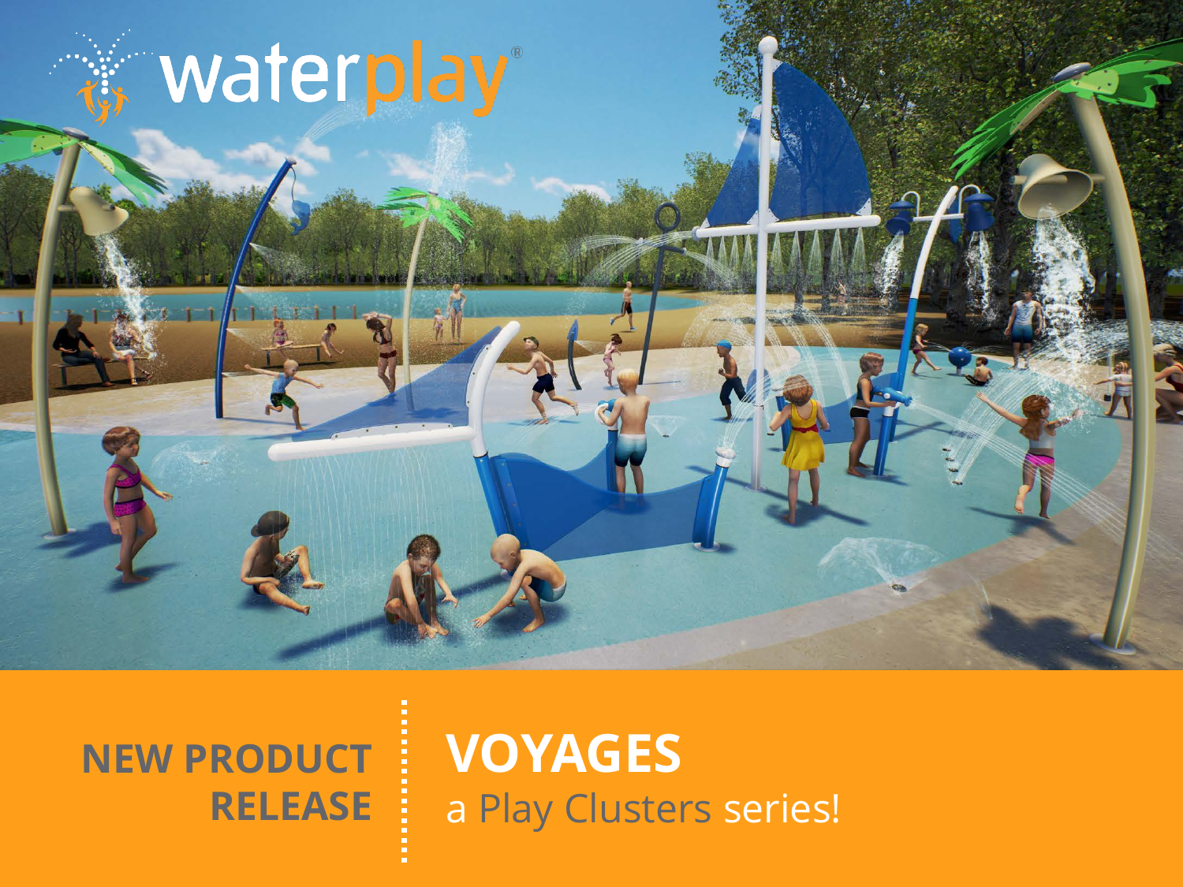waterplay®

**NEW PRODUCT RELEASE**

# VOYAGES

a Play Clusters series!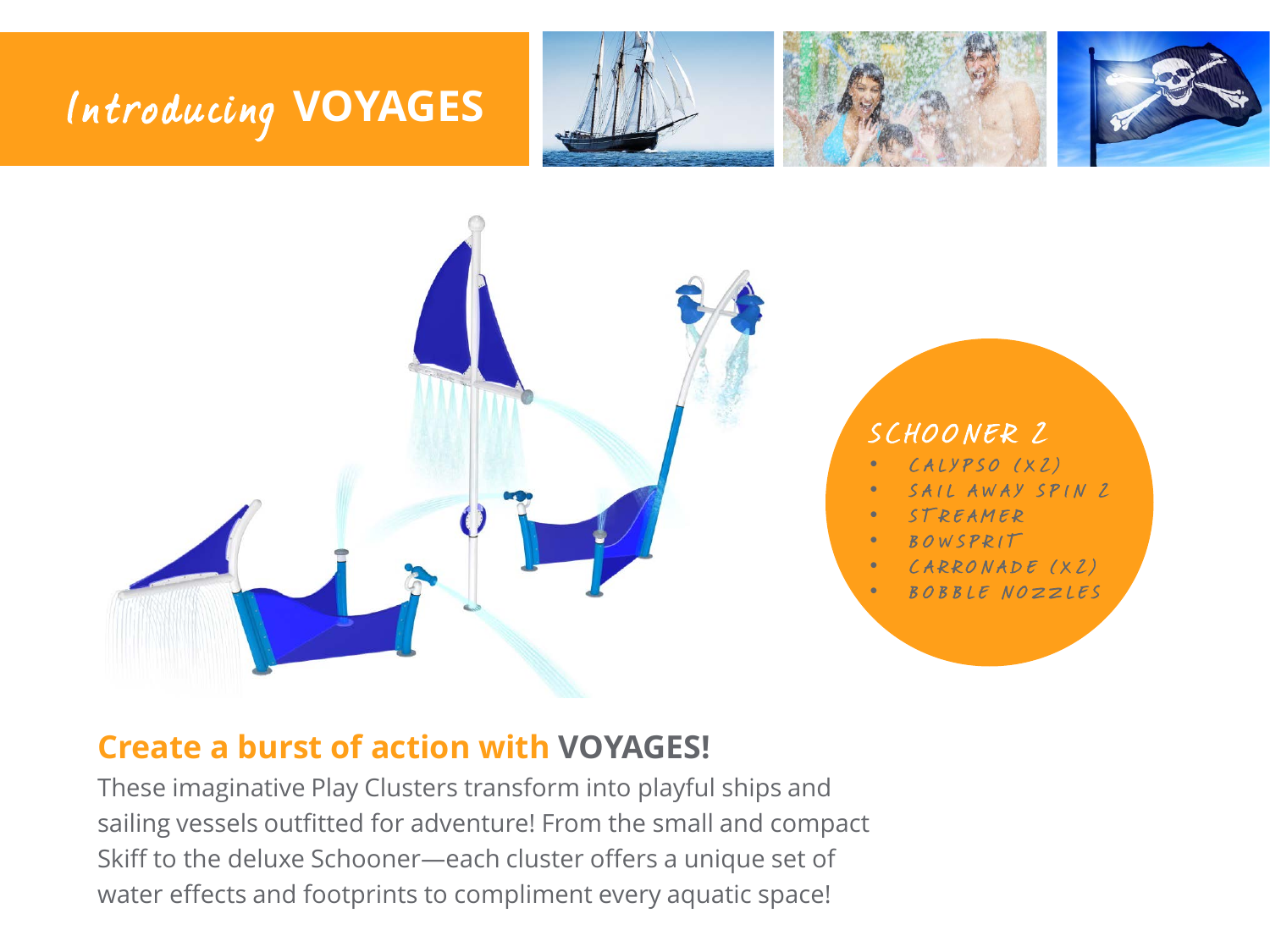# *Introducing* VOYAGES

### SCHOONER 2

- CALYPSO (X2)
- SAIL AWAY SPIN 2
- STREAMER
- BOWSPRIT
- CARRONADE (X2)
- BOBBLE NOZZLES

## Create a burst of action with VOYAGES!

These imaginative Play Clusters transform into playful ships and sailing vessels outfitted for adventure! From the small and compact Skiff to the deluxe Schooner—each cluster offers a unique set of water effects and footprints to compliment every aquatic space!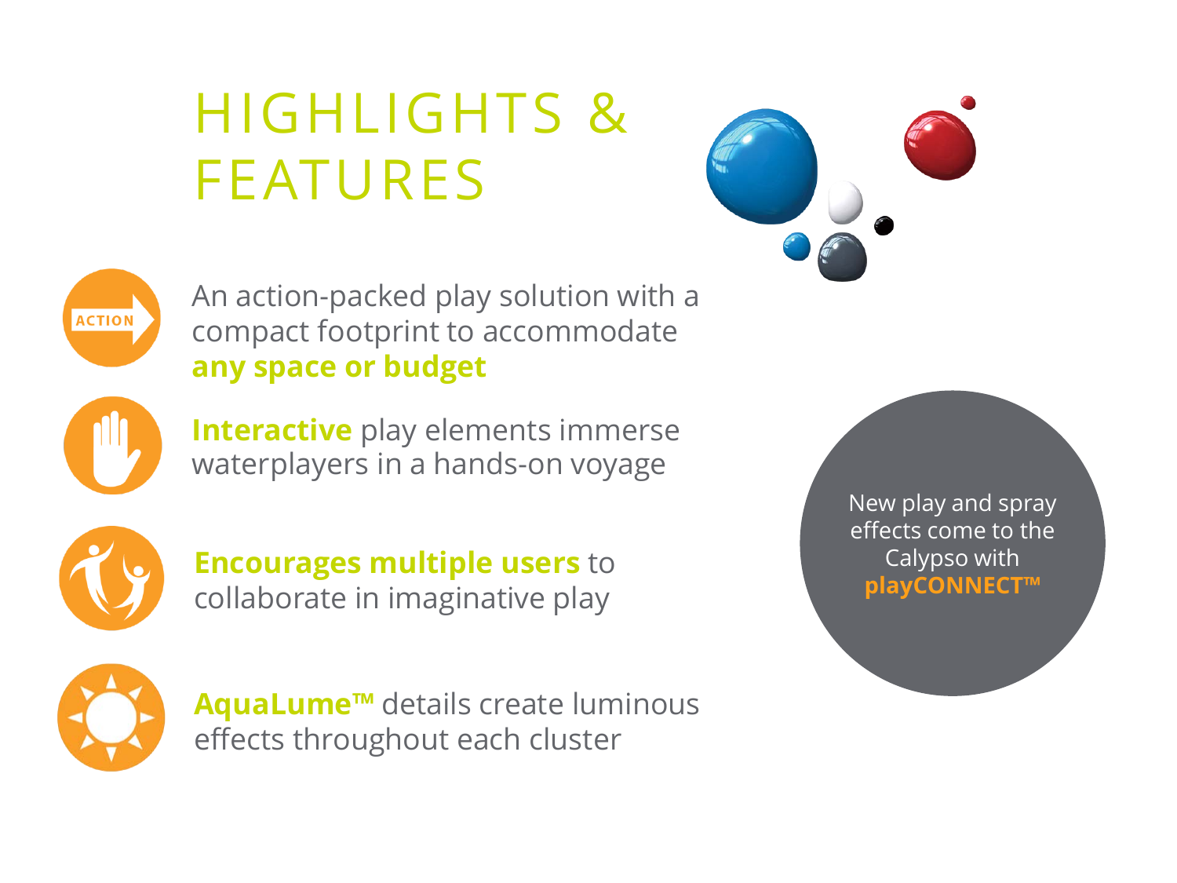# HIGHLIGHTS & FEATURES

- An action-packed play solution with a compact footprint to accommodate **any space or budget**
- **Interactive** play elements immerse waterplayers in a hands-on voyage
- **Encourages multiple users** to collaborate in imaginative play
- **AquaLume™** details create luminous effects throughout each cluster

New play and spray effects come to the Calypso with **playCONNECT™**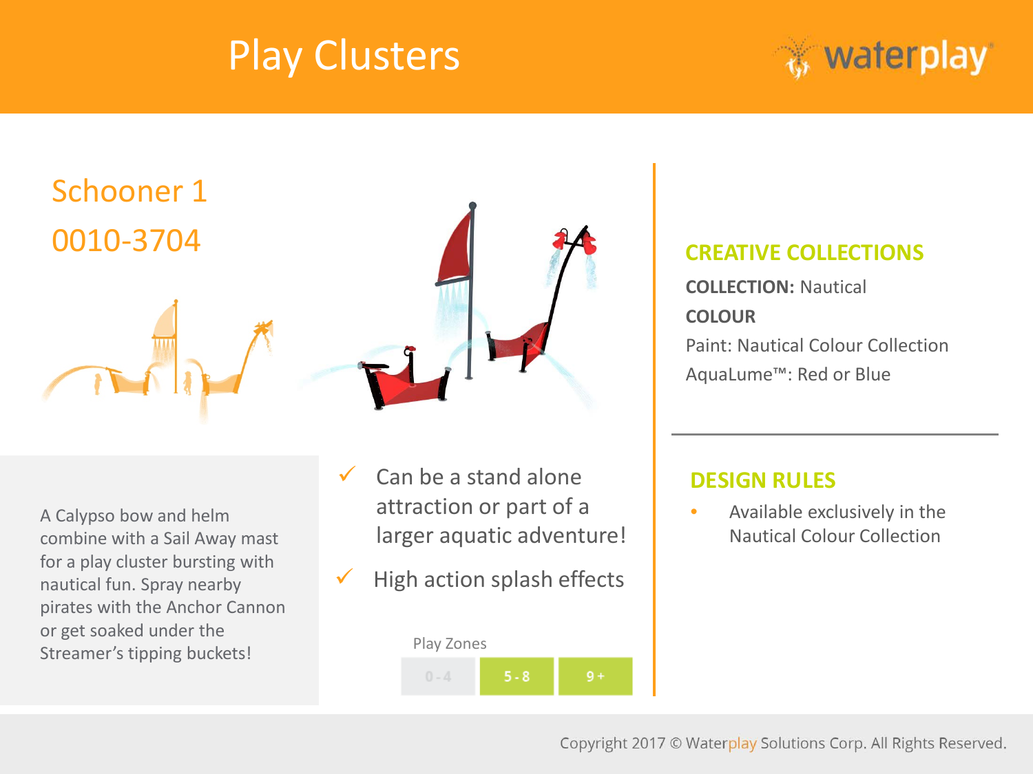# Play Clusters

## Schooner 1
## 0010-3704

A Calypso bow and helm combine with a Sail Away mast for a play cluster bursting with nautical fun. Spray nearby pirates with the Anchor Cannon or get soaked under the Streamer's tipping buckets!

- ✓ Can be a stand alone attraction or part of a larger aquatic adventure!
- ✓ High action splash effects

Play Zones

| 0 - 4 | 5 - 8 | 9 + |
|---|---|---|

### CREATIVE COLLECTIONS

**COLLECTION:** Nautical

**COLOUR**

Paint: Nautical Colour Collection

AquaLume™: Red or Blue

### DESIGN RULES

- Available exclusively in the Nautical Colour Collection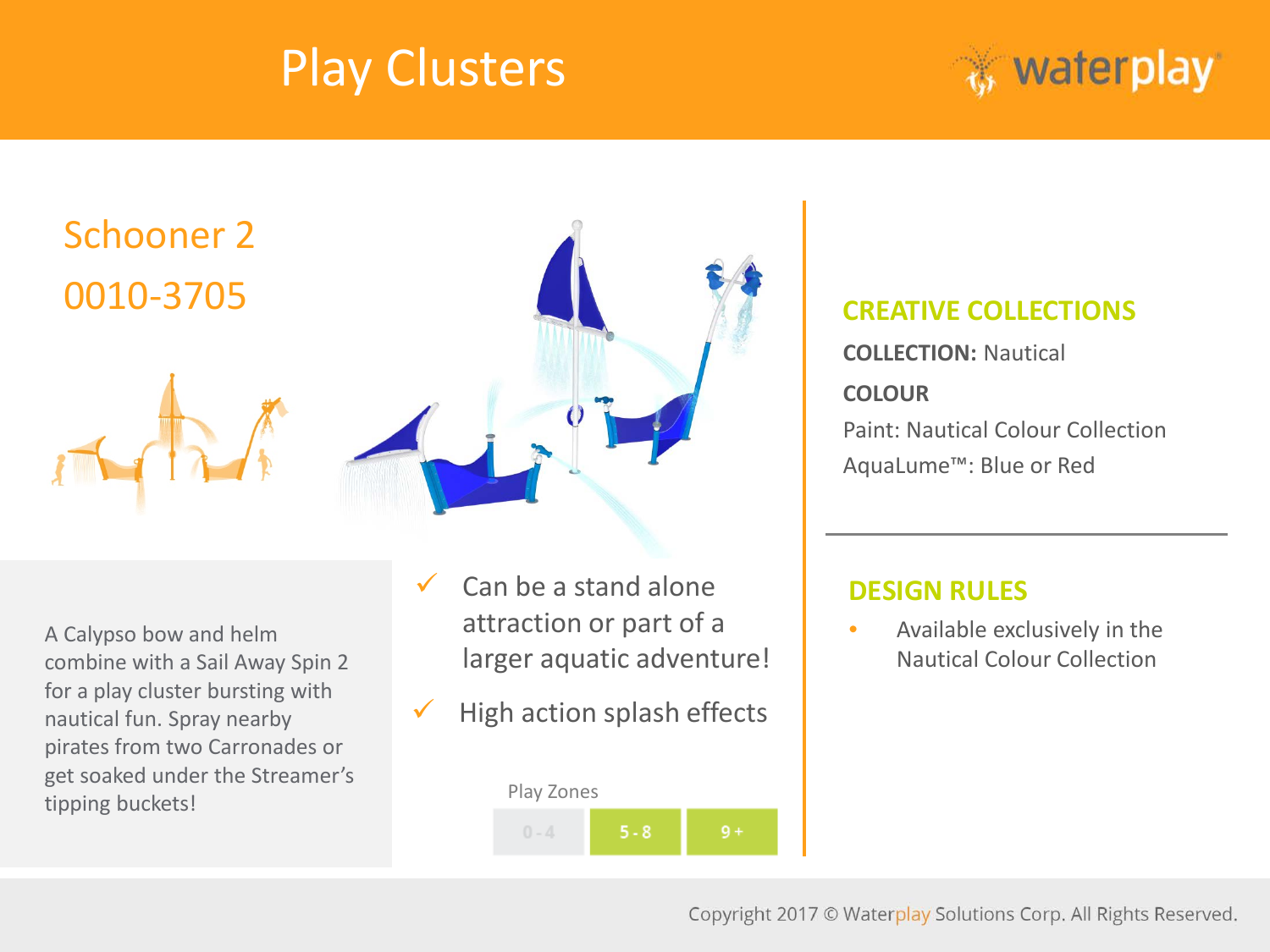# Play Clusters

## Schooner 2
## 0010-3705

A Calypso bow and helm combine with a Sail Away Spin 2 for a play cluster bursting with nautical fun. Spray nearby pirates from two Carronades or get soaked under the Streamer's tipping buckets!

- ✓ Can be a stand alone attraction or part of a larger aquatic adventure!
- ✓ High action splash effects

Play Zones

| 0 - 4 | 5 - 8 | 9 + |
|---|---|---|

### CREATIVE COLLECTIONS

**COLLECTION:** Nautical

**COLOUR**

Paint: Nautical Colour Collection

AquaLume™: Blue or Red

### DESIGN RULES

- Available exclusively in the Nautical Colour Collection

Copyright 2017 © Waterplay Solutions Corp. All Rights Reserved.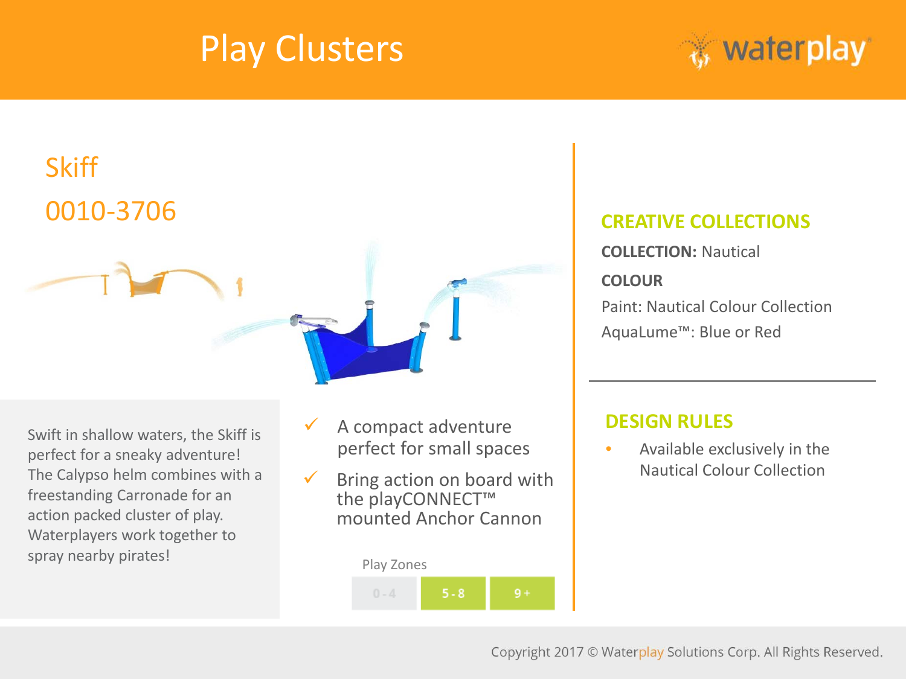# Play Clusters

## Skiff

## 0010-3706

Swift in shallow waters, the Skiff is perfect for a sneaky adventure! The Calypso helm combines with a freestanding Carronade for an action packed cluster of play. Waterplayers work together to spray nearby pirates!

- ✓ A compact adventure perfect for small spaces
- ✓ Bring action on board with the playCONNECT™ mounted Anchor Cannon

Play Zones

| 0 - 4 | 5 - 8 | 9 + |
|---|---|---|

### CREATIVE COLLECTIONS

**COLLECTION:** Nautical

**COLOUR**

Paint: Nautical Colour Collection

AquaLume™: Blue or Red

### DESIGN RULES

- Available exclusively in the Nautical Colour Collection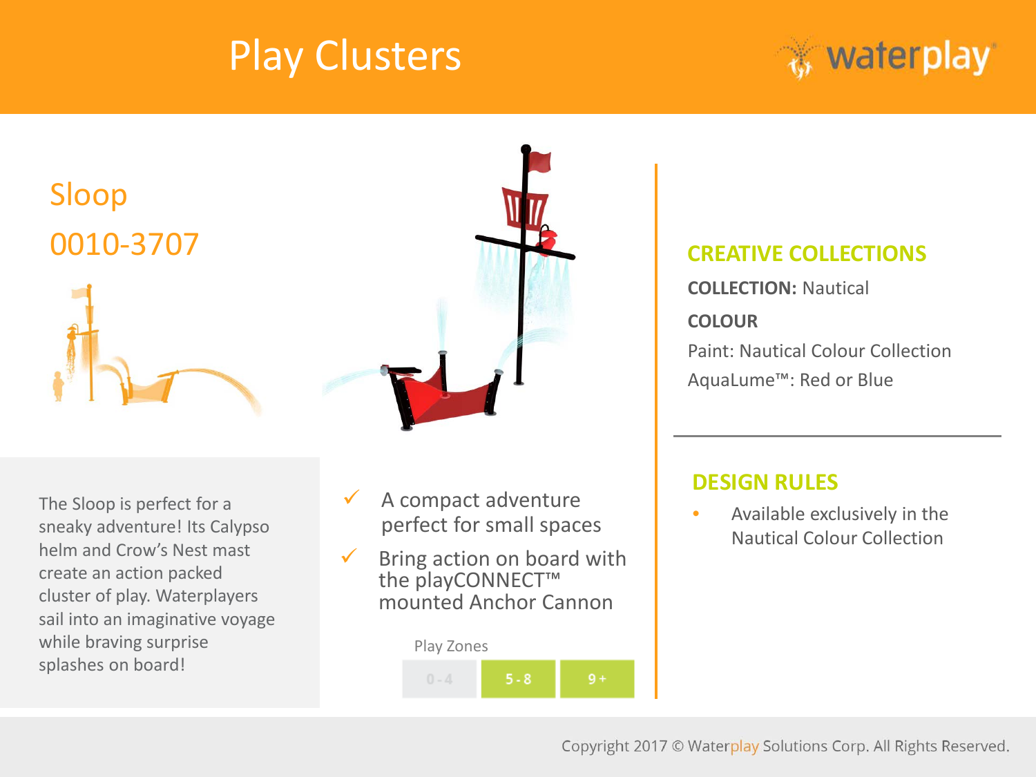# Play Clusters

waterplay

## Sloop

## 0010-3707

The Sloop is perfect for a sneaky adventure! Its Calypso helm and Crow's Nest mast create an action packed cluster of play. Waterplayers sail into an imaginative voyage while braving surprise splashes on board!

- ✓ A compact adventure perfect for small spaces
- ✓ Bring action on board with the playCONNECT™ mounted Anchor Cannon

Play Zones

0 - 4 | 5 - 8 | 9 +

### CREATIVE COLLECTIONS

**COLLECTION:** Nautical

**COLOUR**

Paint: Nautical Colour Collection

AquaLume™: Red or Blue

### DESIGN RULES

- Available exclusively in the Nautical Colour Collection

Copyright 2017 © Waterplay Solutions Corp. All Rights Reserved.